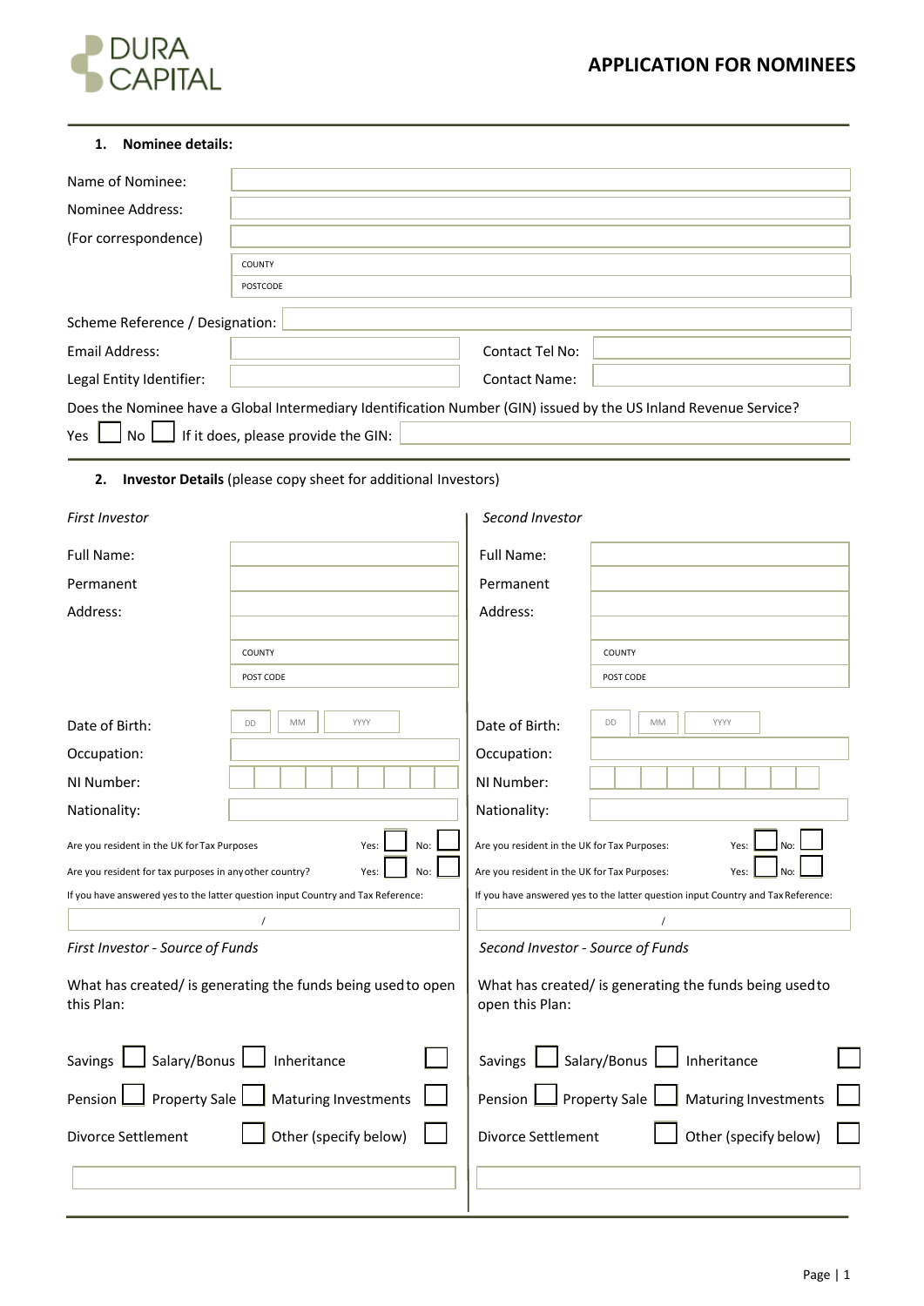DURA CAPITAL

# APPLICATION FOR NOMINEES

## 1. Nominee details:

Name of Nominee:

Nominee Address:

(For correspondence)

COUNTY

POSTCODE

Scheme Reference / Designation:

Email Address: | Contact Tel No:

Legal Entity Identifier: | Contact Name:

Does the Nominee have a Global Intermediary Identification Number (GIN) issued by the US Inland Revenue Service?

Yes ☐ No ☐ If it does, please provide the GIN:

## 2. Investor Details (please copy sheet for additional Investors)

### *First Investor*

Full Name:

Permanent Address:

COUNTY

POST CODE

Date of Birth: DD MM YYYY

Occupation:

NI Number:

Nationality:

Are you resident in the UK for Tax Purposes Yes: ☐ No: ☐

Are you resident for tax purposes in any other country? Yes: ☐ No: ☐

If you have answered yes to the latter question input Country and Tax Reference:

/

### *First Investor - Source of Funds*

What has created/ is generating the funds being used to open this Plan:

Savings ☐ Salary/Bonus ☐ Inheritance ☐

Pension ☐ Property Sale ☐ Maturing Investments ☐

Divorce Settlement ☐ Other (specify below) ☐

### *Second Investor*

Full Name:

Permanent Address:

COUNTY

POST CODE

Date of Birth: DD MM YYYY

Occupation:

NI Number:

Nationality:

Are you resident in the UK for Tax Purposes: Yes: ☐ No: ☐

Are you resident in the UK for Tax Purposes: Yes: ☐ No: ☐

If you have answered yes to the latter question input Country and Tax Reference:

/

### *Second Investor - Source of Funds*

What has created/ is generating the funds being used to open this Plan:

Savings ☐ Salary/Bonus ☐ Inheritance ☐

Pension ☐ Property Sale ☐ Maturing Investments ☐

Divorce Settlement ☐ Other (specify below) ☐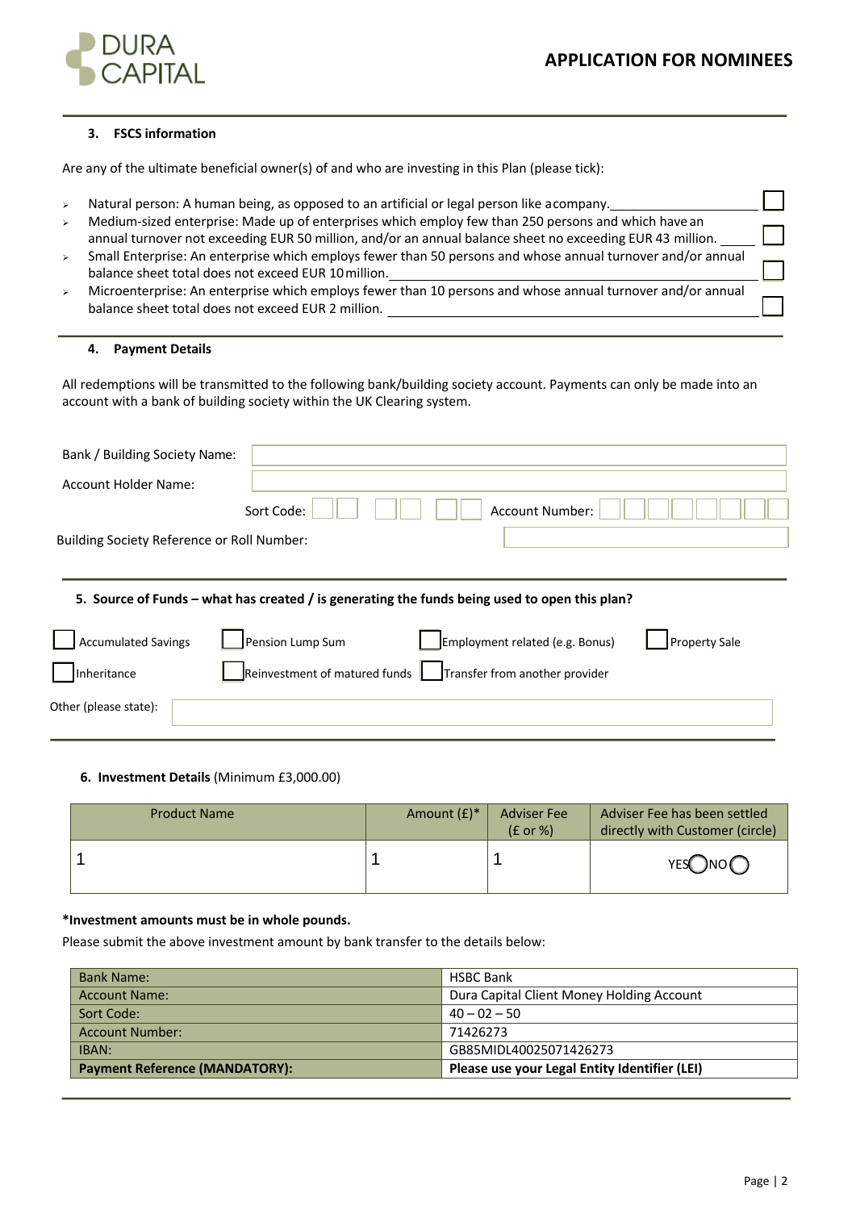# APPLICATION FOR NOMINEES

### 3. FSCS information

Are any of the ultimate beneficial owner(s) of and who are investing in this Plan (please tick):

- Natural person: A human being, as opposed to an artificial or legal person like acompany. ☐
- Medium-sized enterprise: Made up of enterprises which employ few than 250 persons and which have an annual turnover not exceeding EUR 50 million, and/or an annual balance sheet no exceeding EUR 43 million. ☐
- Small Enterprise: An enterprise which employs fewer than 50 persons and whose annual turnover and/or annual balance sheet total does not exceed EUR 10 million. ☐
- Microenterprise: An enterprise which employs fewer than 10 persons and whose annual turnover and/or annual balance sheet total does not exceed EUR 2 million. ☐

### 4. Payment Details

All redemptions will be transmitted to the following bank/building society account. Payments can only be made into an account with a bank of building society within the UK Clearing system.

Bank / Building Society Name: ______________________

Account Holder Name: ______________________

Sort Code: ☐☐ ☐☐ ☐☐ Account Number: ☐☐☐☐☐☐☐☐

Building Society Reference or Roll Number: ______________________

### 5. Source of Funds – what has created / is generating the funds being used to open this plan?

☐ Accumulated Savings ☐ Pension Lump Sum ☐ Employment related (e.g. Bonus) ☐ Property Sale

☐ Inheritance ☐ Reinvestment of matured funds ☐ Transfer from another provider

Other (please state): ______________________

### 6. Investment Details (Minimum £3,000.00)

| Product Name | Amount (£)* | Adviser Fee (£ or %) | Adviser Fee has been settled directly with Customer (circle) |
|---|---|---|---|
| 1 | 1 | 1 | YES ◯ NO ◯ |

**\*Investment amounts must be in whole pounds.**

Please submit the above investment amount by bank transfer to the details below:

| Bank Name: | HSBC Bank |
|---|---|
| Account Name: | Dura Capital Client Money Holding Account |
| Sort Code: | 40 – 02 – 50 |
| Account Number: | 71426273 |
| IBAN: | GB85MIDL40025071426273 |
| **Payment Reference (MANDATORY):** | **Please use your Legal Entity Identifier (LEI)** |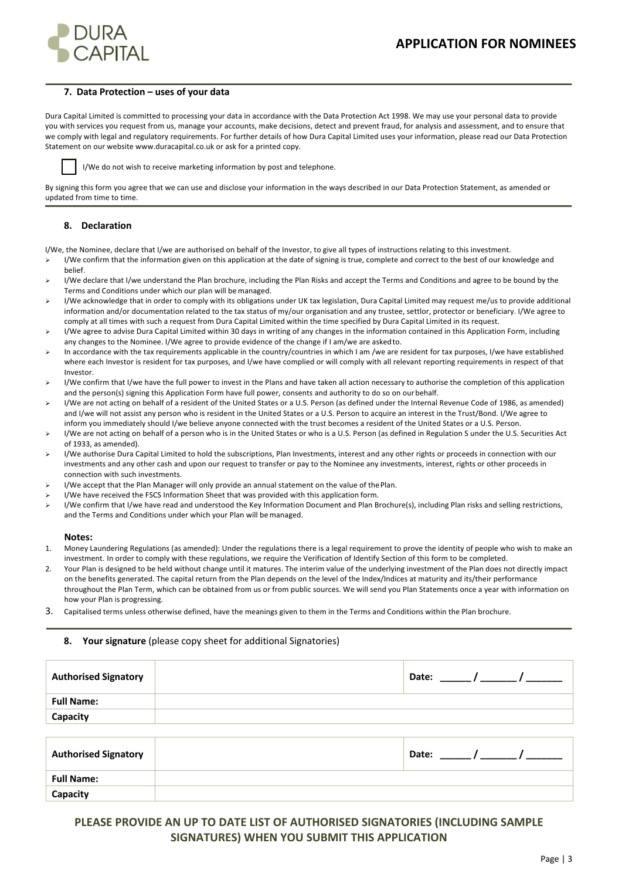## 7. Data Protection – uses of your data

Dura Capital Limited is committed to processing your data in accordance with the Data Protection Act 1998. We may use your personal data to provide you with services you request from us, manage your accounts, make decisions, detect and prevent fraud, for analysis and assessment, and to ensure that we comply with legal and regulatory requirements. For further details of how Dura Capital Limited uses your information, please read our Data Protection Statement on our website www.duracapital.co.uk or ask for a printed copy.

☐ I/We do not wish to receive marketing information by post and telephone.

By signing this form you agree that we can use and disclose your information in the ways described in our Data Protection Statement, as amended or updated from time to time.

## 8. Declaration

I/We, the Nominee, declare that I/we are authorised on behalf of the Investor, to give all types of instructions relating to this investment.

- I/We confirm that the information given on this application at the date of signing is true, complete and correct to the best of our knowledge and belief.
- I/We declare that I/we understand the Plan brochure, including the Plan Risks and accept the Terms and Conditions and agree to be bound by the Terms and Conditions under which our plan will be managed.
- I/We acknowledge that in order to comply with its obligations under UK tax legislation, Dura Capital Limited may request me/us to provide additional information and/or documentation related to the tax status of my/our organisation and any trustee, settlor, protector or beneficiary. I/We agree to comply at all times with such a request from Dura Capital Limited within the time specified by Dura Capital Limited in its request.
- I/We agree to advise Dura Capital Limited within 30 days in writing of any changes in the information contained in this Application Form, including any changes to the Nominee. I/We agree to provide evidence of the change if I am/we are asked to.
- In accordance with the tax requirements applicable in the country/countries in which I am /we are resident for tax purposes, I/we have established where each Investor is resident for tax purposes, and I/we have complied or will comply with all relevant reporting requirements in respect of that Investor.
- I/We confirm that I/we have the full power to invest in the Plans and have taken all action necessary to authorise the completion of this application and the person(s) signing this Application Form have full power, consents and authority to do so on our behalf.
- I/We are not acting on behalf of a resident of the United States or a U.S. Person (as defined under the Internal Revenue Code of 1986, as amended) and I/we will not assist any person who is resident in the United States or a U.S. Person to acquire an interest in the Trust/Bond. I/We agree to inform you immediately should I/we believe anyone connected with the trust becomes a resident of the United States or a U.S. Person.
- I/We are not acting on behalf of a person who is in the United States or who is a U.S. Person (as defined in Regulation S under the U.S. Securities Act of 1933, as amended).
- I/We authorise Dura Capital Limited to hold the subscriptions, Plan Investments, interest and any other rights or proceeds in connection with our investments and any other cash and upon our request to transfer or pay to the Nominee any investments, interest, rights or other proceeds in connection with such investments.
- I/We accept that the Plan Manager will only provide an annual statement on the value of the Plan.
- I/We have received the FSCS Information Sheet that was provided with this application form.
- I/We confirm that I/we have read and understood the Key Information Document and Plan Brochure(s), including Plan risks and selling restrictions, and the Terms and Conditions under which your Plan will be managed.

### Notes:

1. Money Laundering Regulations (as amended): Under the regulations there is a legal requirement to prove the identity of people who wish to make an investment. In order to comply with these regulations, we require the Verification of Identify Section of this form to be completed.
2. Your Plan is designed to be held without change until it matures. The interim value of the underlying investment of the Plan does not directly impact on the benefits generated. The capital return from the Plan depends on the level of the Index/Indices at maturity and its/their performance throughout the Plan Term, which can be obtained from us or from public sources. We will send you Plan Statements once a year with information on how your Plan is progressing.
3. Capitalised terms unless otherwise defined, have the meanings given to them in the Terms and Conditions within the Plan brochure.

## 8. **Your signature** (please copy sheet for additional Signatories)

| **Authorised Signatory** | | Date: ______ / ______ / ______ |
|---|---|---|
| **Full Name:** | | |
| **Capacity** | | |

| **Authorised Signatory** | | Date: ______ / ______ / ______ |
|---|---|---|
| **Full Name:** | | |
| **Capacity** | | |

**PLEASE PROVIDE AN UP TO DATE LIST OF AUTHORISED SIGNATORIES (INCLUDING SAMPLE SIGNATURES) WHEN YOU SUBMIT THIS APPLICATION**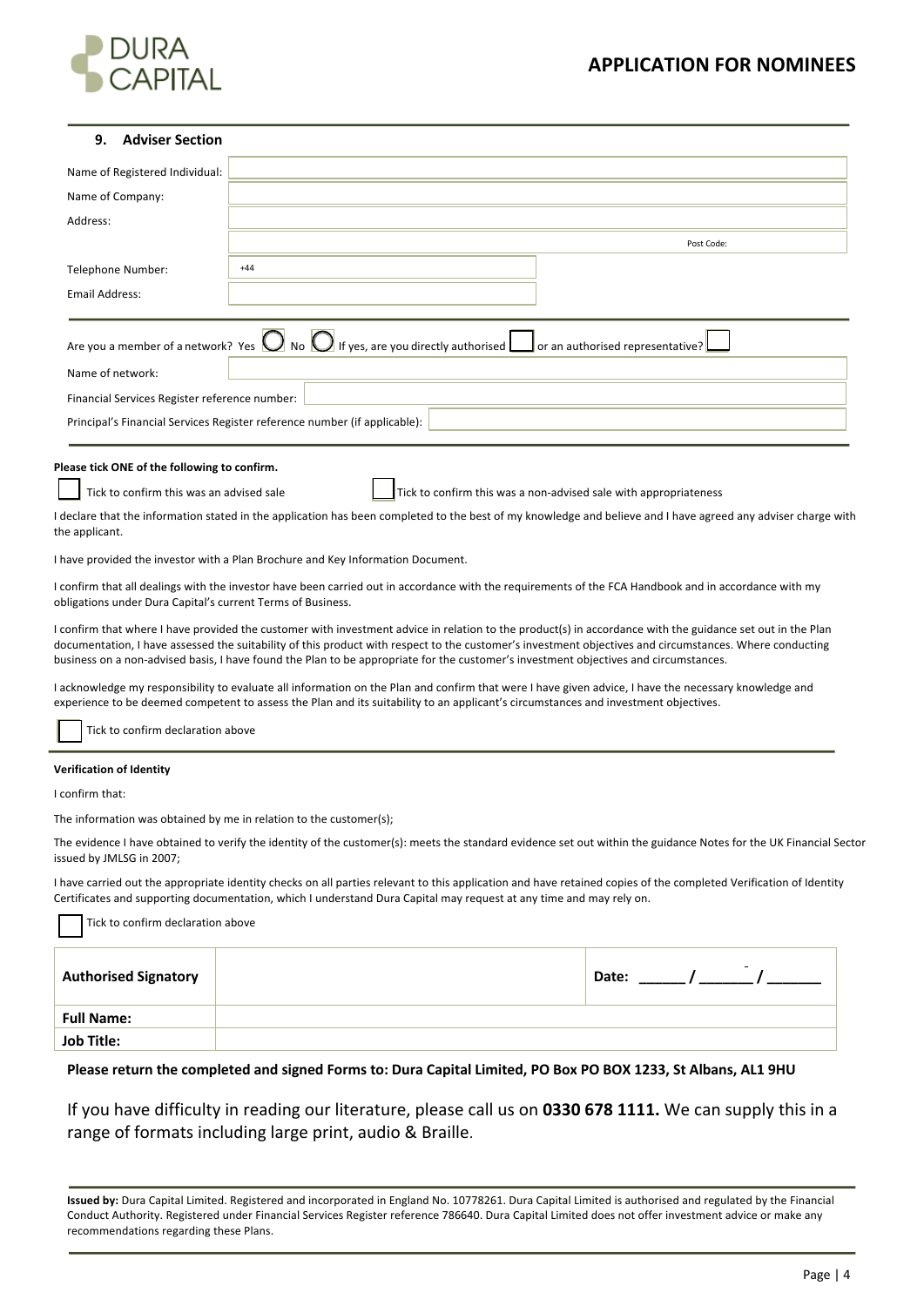## APPLICATION FOR NOMINEES

### 9. Adviser Section

| | |
|---|---|
| Name of Registered Individual: | |
| Name of Company: | |
| Address: | |
| | Post Code: |
| Telephone Number: | +44 |
| Email Address: | |

Are you a member of a network? Yes ◯ No ◯ If yes, are you directly authorised ☐ or an authorised representative? ☐

| | |
|---|---|
| Name of network: | |
| Financial Services Register reference number: | |
| Principal's Financial Services Register reference number (if applicable): | |

**Please tick ONE of the following to confirm.**

☐ Tick to confirm this was an advised sale

☐ Tick to confirm this was a non-advised sale with appropriateness

I declare that the information stated in the application has been completed to the best of my knowledge and believe and I have agreed any adviser charge with the applicant.

I have provided the investor with a Plan Brochure and Key Information Document.

I confirm that all dealings with the investor have been carried out in accordance with the requirements of the FCA Handbook and in accordance with my obligations under Dura Capital's current Terms of Business.

I confirm that where I have provided the customer with investment advice in relation to the product(s) in accordance with the guidance set out in the Plan documentation, I have assessed the suitability of this product with respect to the customer's investment objectives and circumstances. Where conducting business on a non-advised basis, I have found the Plan to be appropriate for the customer's investment objectives and circumstances.

I acknowledge my responsibility to evaluate all information on the Plan and confirm that were I have given advice, I have the necessary knowledge and experience to be deemed competent to assess the Plan and its suitability to an applicant's circumstances and investment objectives.

☐ Tick to confirm declaration above

**Verification of Identity**

I confirm that:

The information was obtained by me in relation to the customer(s);

The evidence I have obtained to verify the identity of the customer(s): meets the standard evidence set out within the guidance Notes for the UK Financial Sector issued by JMLSG in 2007;

I have carried out the appropriate identity checks on all parties relevant to this application and have retained copies of the completed Verification of Identity Certificates and supporting documentation, which I understand Dura Capital may request at any time and may rely on.

☐ Tick to confirm declaration above

| | | |
|---|---|---|
| **Authorised Signatory** | | **Date:** _____ / ______ / ______ |
| **Full Name:** | | |
| **Job Title:** | | |

**Please return the completed and signed Forms to: Dura Capital Limited, PO Box PO BOX 1233, St Albans, AL1 9HU**

If you have difficulty in reading our literature, please call us on **0330 678 1111.** We can supply this in a range of formats including large print, audio & Braille.

**Issued by:** Dura Capital Limited. Registered and incorporated in England No. 10778261. Dura Capital Limited is authorised and regulated by the Financial Conduct Authority. Registered under Financial Services Register reference 786640. Dura Capital Limited does not offer investment advice or make any recommendations regarding these Plans.